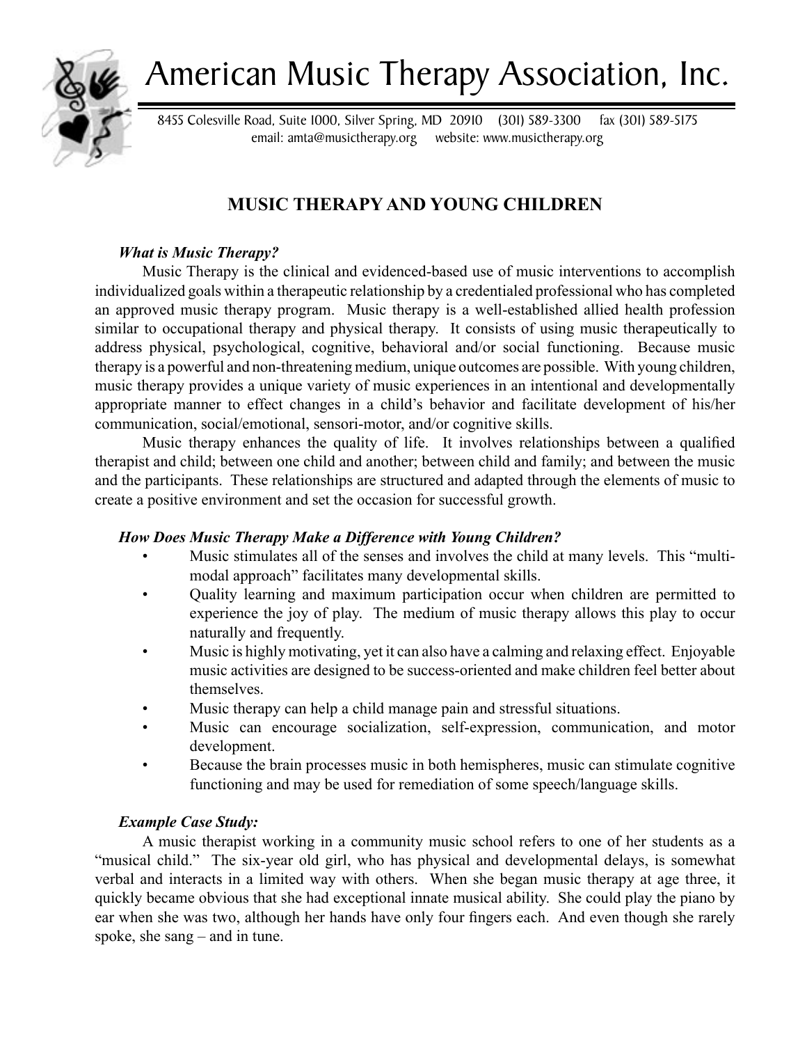# American Music Therapy Association, Inc.

8455 Colesville Road, Suite 1000, Silver Spring, MD 20910 (301) 589-3300 fax (301) 589-5175
email: amta@musictherapy.org website: www.musictherapy.org

## MUSIC THERAPY AND YOUNG CHILDREN

### *What is Music Therapy?*

Music Therapy is the clinical and evidenced-based use of music interventions to accomplish individualized goals within a therapeutic relationship by a credentialed professional who has completed an approved music therapy program. Music therapy is a well-established allied health profession similar to occupational therapy and physical therapy. It consists of using music therapeutically to address physical, psychological, cognitive, behavioral and/or social functioning. Because music therapy is a powerful and non-threatening medium, unique outcomes are possible. With young children, music therapy provides a unique variety of music experiences in an intentional and developmentally appropriate manner to effect changes in a child's behavior and facilitate development of his/her communication, social/emotional, sensori-motor, and/or cognitive skills.

Music therapy enhances the quality of life. It involves relationships between a qualified therapist and child; between one child and another; between child and family; and between the music and the participants. These relationships are structured and adapted through the elements of music to create a positive environment and set the occasion for successful growth.

### *How Does Music Therapy Make a Difference with Young Children?*

- Music stimulates all of the senses and involves the child at many levels. This "multi-modal approach" facilitates many developmental skills.
- Quality learning and maximum participation occur when children are permitted to experience the joy of play. The medium of music therapy allows this play to occur naturally and frequently.
- Music is highly motivating, yet it can also have a calming and relaxing effect. Enjoyable music activities are designed to be success-oriented and make children feel better about themselves.
- Music therapy can help a child manage pain and stressful situations.
- Music can encourage socialization, self-expression, communication, and motor development.
- Because the brain processes music in both hemispheres, music can stimulate cognitive functioning and may be used for remediation of some speech/language skills.

### *Example Case Study:*

A music therapist working in a community music school refers to one of her students as a "musical child." The six-year old girl, who has physical and developmental delays, is somewhat verbal and interacts in a limited way with others. When she began music therapy at age three, it quickly became obvious that she had exceptional innate musical ability. She could play the piano by ear when she was two, although her hands have only four fingers each. And even though she rarely spoke, she sang – and in tune.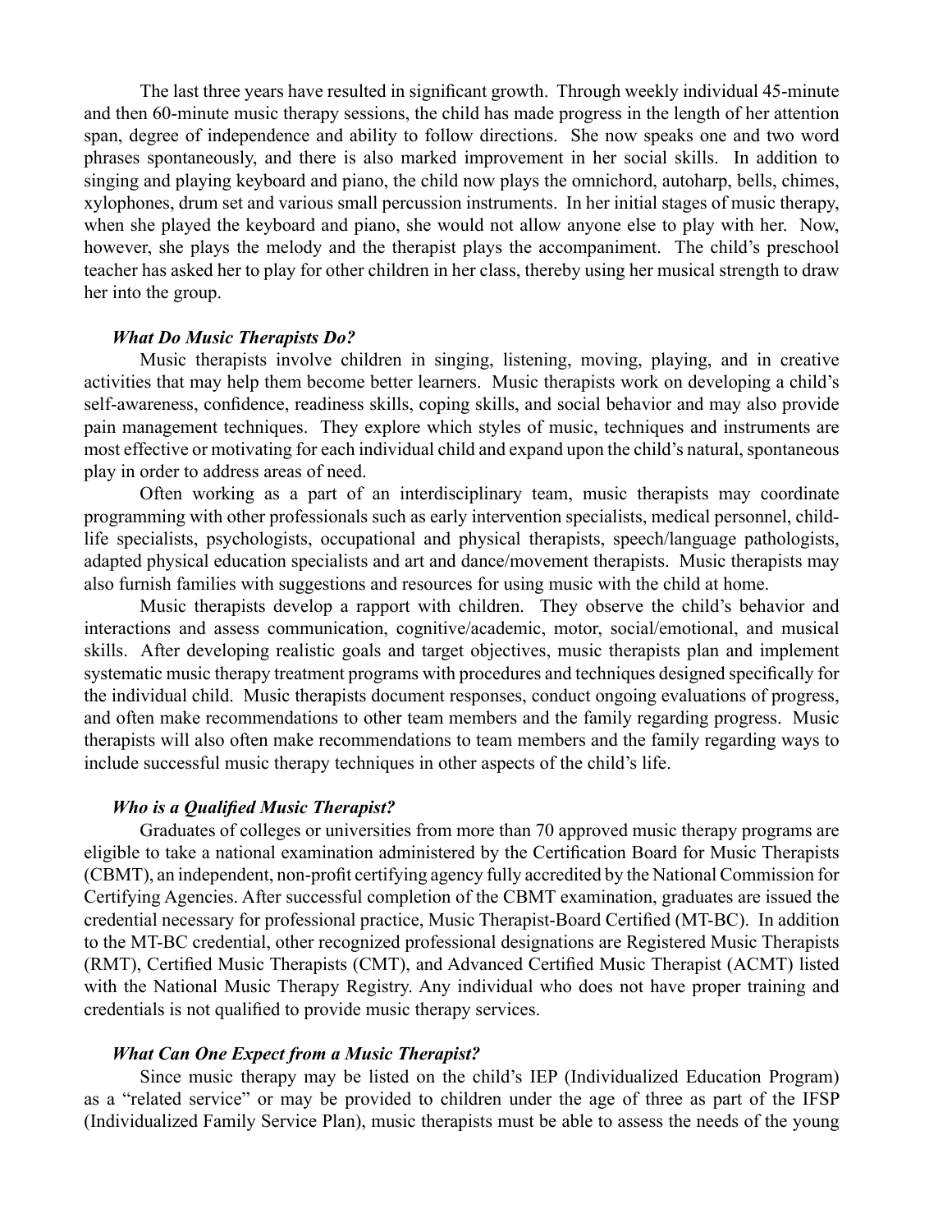The last three years have resulted in significant growth. Through weekly individual 45-minute and then 60-minute music therapy sessions, the child has made progress in the length of her attention span, degree of independence and ability to follow directions. She now speaks one and two word phrases spontaneously, and there is also marked improvement in her social skills. In addition to singing and playing keyboard and piano, the child now plays the omnichord, autoharp, bells, chimes, xylophones, drum set and various small percussion instruments. In her initial stages of music therapy, when she played the keyboard and piano, she would not allow anyone else to play with her. Now, however, she plays the melody and the therapist plays the accompaniment. The child's preschool teacher has asked her to play for other children in her class, thereby using her musical strength to draw her into the group.

### *What Do Music Therapists Do?*

Music therapists involve children in singing, listening, moving, playing, and in creative activities that may help them become better learners. Music therapists work on developing a child's self-awareness, confidence, readiness skills, coping skills, and social behavior and may also provide pain management techniques. They explore which styles of music, techniques and instruments are most effective or motivating for each individual child and expand upon the child's natural, spontaneous play in order to address areas of need.

Often working as a part of an interdisciplinary team, music therapists may coordinate programming with other professionals such as early intervention specialists, medical personnel, child-life specialists, psychologists, occupational and physical therapists, speech/language pathologists, adapted physical education specialists and art and dance/movement therapists. Music therapists may also furnish families with suggestions and resources for using music with the child at home.

Music therapists develop a rapport with children. They observe the child's behavior and interactions and assess communication, cognitive/academic, motor, social/emotional, and musical skills. After developing realistic goals and target objectives, music therapists plan and implement systematic music therapy treatment programs with procedures and techniques designed specifically for the individual child. Music therapists document responses, conduct ongoing evaluations of progress, and often make recommendations to other team members and the family regarding progress. Music therapists will also often make recommendations to team members and the family regarding ways to include successful music therapy techniques in other aspects of the child's life.

### *Who is a Qualified Music Therapist?*

Graduates of colleges or universities from more than 70 approved music therapy programs are eligible to take a national examination administered by the Certification Board for Music Therapists (CBMT), an independent, non-profit certifying agency fully accredited by the National Commission for Certifying Agencies. After successful completion of the CBMT examination, graduates are issued the credential necessary for professional practice, Music Therapist-Board Certified (MT-BC). In addition to the MT-BC credential, other recognized professional designations are Registered Music Therapists (RMT), Certified Music Therapists (CMT), and Advanced Certified Music Therapist (ACMT) listed with the National Music Therapy Registry. Any individual who does not have proper training and credentials is not qualified to provide music therapy services.

### *What Can One Expect from a Music Therapist?*

Since music therapy may be listed on the child's IEP (Individualized Education Program) as a "related service" or may be provided to children under the age of three as part of the IFSP (Individualized Family Service Plan), music therapists must be able to assess the needs of the young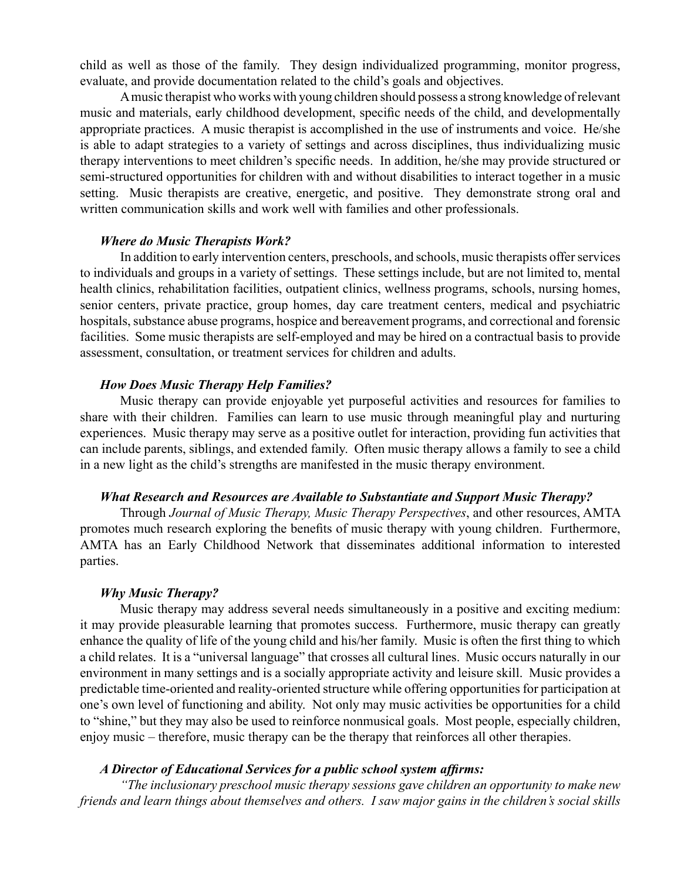child as well as those of the family. They design individualized programming, monitor progress, evaluate, and provide documentation related to the child's goals and objectives.

A music therapist who works with young children should possess a strong knowledge of relevant music and materials, early childhood development, specific needs of the child, and developmentally appropriate practices. A music therapist is accomplished in the use of instruments and voice. He/she is able to adapt strategies to a variety of settings and across disciplines, thus individualizing music therapy interventions to meet children's specific needs. In addition, he/she may provide structured or semi-structured opportunities for children with and without disabilities to interact together in a music setting. Music therapists are creative, energetic, and positive. They demonstrate strong oral and written communication skills and work well with families and other professionals.

### *Where do Music Therapists Work?*

In addition to early intervention centers, preschools, and schools, music therapists offer services to individuals and groups in a variety of settings. These settings include, but are not limited to, mental health clinics, rehabilitation facilities, outpatient clinics, wellness programs, schools, nursing homes, senior centers, private practice, group homes, day care treatment centers, medical and psychiatric hospitals, substance abuse programs, hospice and bereavement programs, and correctional and forensic facilities. Some music therapists are self-employed and may be hired on a contractual basis to provide assessment, consultation, or treatment services for children and adults.

### *How Does Music Therapy Help Families?*

Music therapy can provide enjoyable yet purposeful activities and resources for families to share with their children. Families can learn to use music through meaningful play and nurturing experiences. Music therapy may serve as a positive outlet for interaction, providing fun activities that can include parents, siblings, and extended family. Often music therapy allows a family to see a child in a new light as the child's strengths are manifested in the music therapy environment.

### *What Research and Resources are Available to Substantiate and Support Music Therapy?*

Through *Journal of Music Therapy, Music Therapy Perspectives*, and other resources, AMTA promotes much research exploring the benefits of music therapy with young children. Furthermore, AMTA has an Early Childhood Network that disseminates additional information to interested parties.

### *Why Music Therapy?*

Music therapy may address several needs simultaneously in a positive and exciting medium: it may provide pleasurable learning that promotes success. Furthermore, music therapy can greatly enhance the quality of life of the young child and his/her family. Music is often the first thing to which a child relates. It is a "universal language" that crosses all cultural lines. Music occurs naturally in our environment in many settings and is a socially appropriate activity and leisure skill. Music provides a predictable time-oriented and reality-oriented structure while offering opportunities for participation at one's own level of functioning and ability. Not only may music activities be opportunities for a child to "shine," but they may also be used to reinforce nonmusical goals. Most people, especially children, enjoy music – therefore, music therapy can be the therapy that reinforces all other therapies.

### *A Director of Educational Services for a public school system affirms:*

*"The inclusionary preschool music therapy sessions gave children an opportunity to make new friends and learn things about themselves and others. I saw major gains in the children's social skills*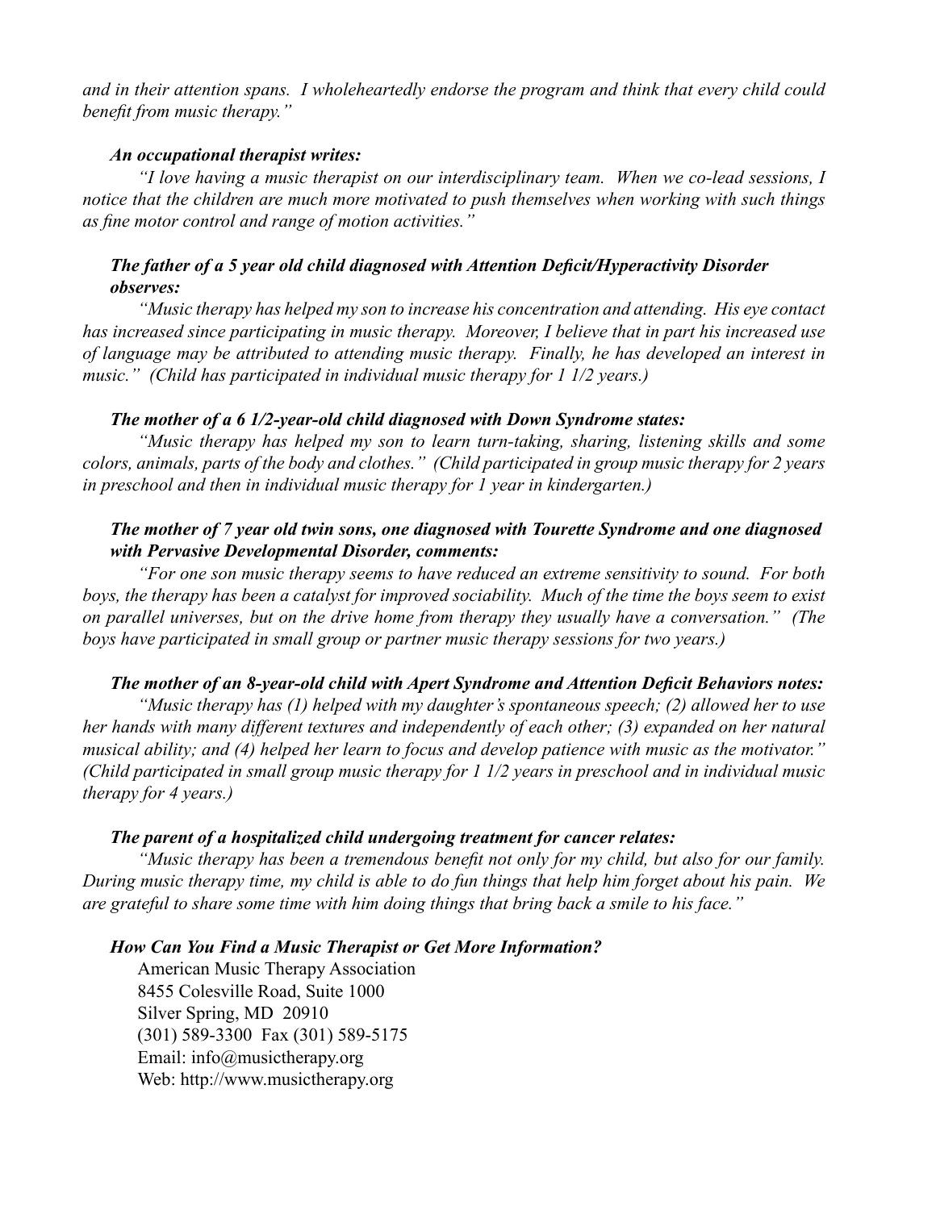*and in their attention spans. I wholeheartedly endorse the program and think that every child could benefit from music therapy."*

***An occupational therapist writes:***

*"I love having a music therapist on our interdisciplinary team. When we co-lead sessions, I notice that the children are much more motivated to push themselves when working with such things as fine motor control and range of motion activities."*

***The father of a 5 year old child diagnosed with Attention Deficit/Hyperactivity Disorder observes:***

*"Music therapy has helped my son to increase his concentration and attending. His eye contact has increased since participating in music therapy. Moreover, I believe that in part his increased use of language may be attributed to attending music therapy. Finally, he has developed an interest in music." (Child has participated in individual music therapy for 1 1/2 years.)*

***The mother of a 6 1/2-year-old child diagnosed with Down Syndrome states:***

*"Music therapy has helped my son to learn turn-taking, sharing, listening skills and some colors, animals, parts of the body and clothes." (Child participated in group music therapy for 2 years in preschool and then in individual music therapy for 1 year in kindergarten.)*

***The mother of 7 year old twin sons, one diagnosed with Tourette Syndrome and one diagnosed with Pervasive Developmental Disorder, comments:***

*"For one son music therapy seems to have reduced an extreme sensitivity to sound. For both boys, the therapy has been a catalyst for improved sociability. Much of the time the boys seem to exist on parallel universes, but on the drive home from therapy they usually have a conversation." (The boys have participated in small group or partner music therapy sessions for two years.)*

***The mother of an 8-year-old child with Apert Syndrome and Attention Deficit Behaviors notes:***

*"Music therapy has (1) helped with my daughter's spontaneous speech; (2) allowed her to use her hands with many different textures and independently of each other; (3) expanded on her natural musical ability; and (4) helped her learn to focus and develop patience with music as the motivator." (Child participated in small group music therapy for 1 1/2 years in preschool and in individual music therapy for 4 years.)*

***The parent of a hospitalized child undergoing treatment for cancer relates:***

*"Music therapy has been a tremendous benefit not only for my child, but also for our family. During music therapy time, my child is able to do fun things that help him forget about his pain. We are grateful to share some time with him doing things that bring back a smile to his face."*

***How Can You Find a Music Therapist or Get More Information?***

American Music Therapy Association
8455 Colesville Road, Suite 1000
Silver Spring, MD 20910
(301) 589-3300 Fax (301) 589-5175
Email: info@musictherapy.org
Web: http://www.musictherapy.org